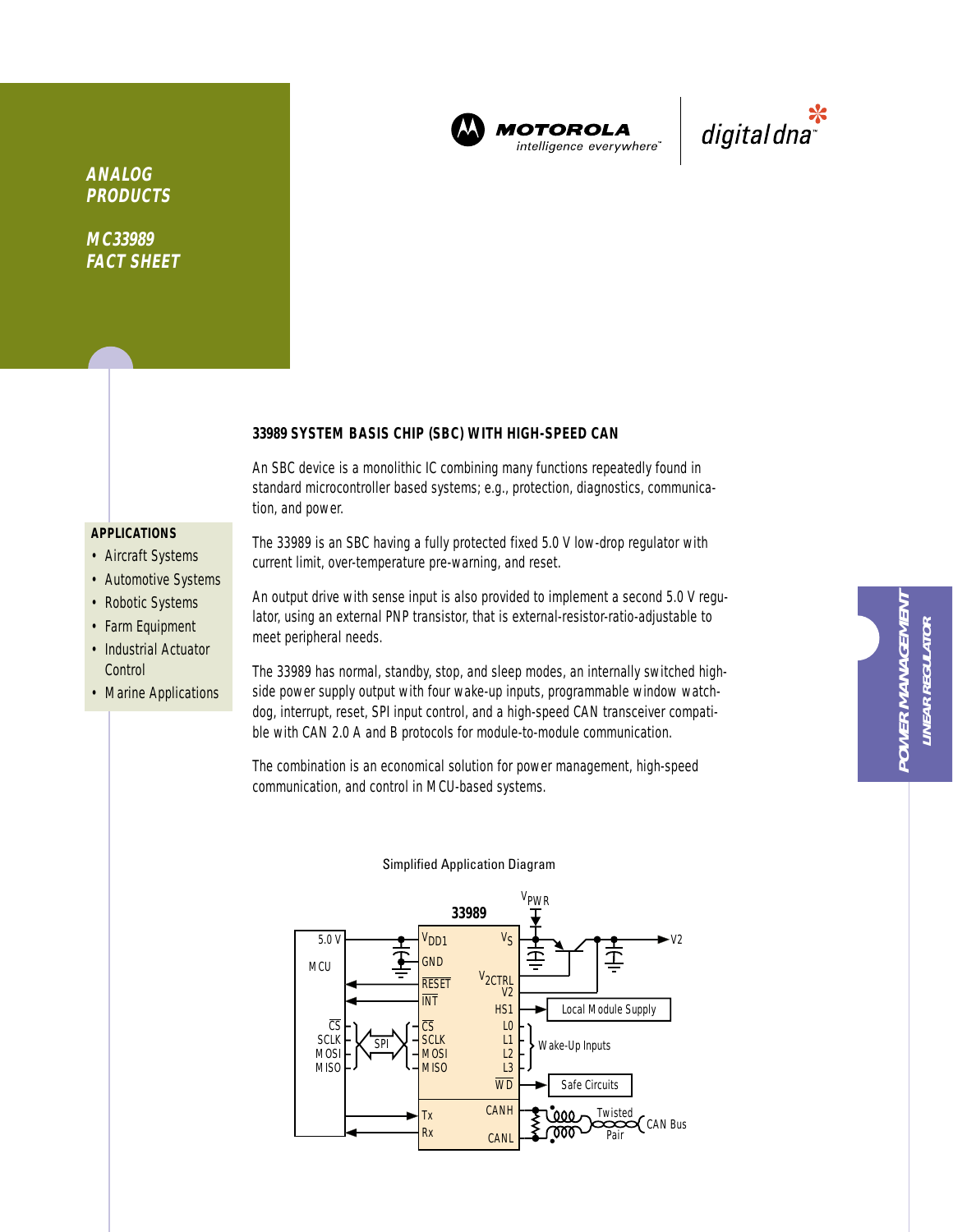ANALOG PRODUCTS

MC33989 FACT SHEET

# 33989 SYSTEM BASIS CHIP (SBC) WITH HIGH-SPEED CAN

An SBC device is a monolithic IC combining many functions repeatedly found in standard microcontroller based systems; e.g., protection, diagnostics, communication, and power.

The 33989 is an SBC having a fully protected fixed 5.0 V low-drop regulator with current limit, over-temperature pre-warning, and reset.

An output drive with sense input is also provided to implement a second 5.0 V regulator, using an external PNP transistor, that is external-resistor-ratio-adjustable to meet peripheral needs.

The 33989 has normal, standby, stop, and sleep modes, an internally switched high-side power supply output with four wake-up inputs, programmable window watchdog, interrupt, reset, SPI input control, and a high-speed CAN transceiver compatible with CAN 2.0 A and B protocols for module-to-module communication.

The combination is an economical solution for power management, high-speed communication, and control in MCU-based systems.

## APPLICATIONS

- Aircraft Systems
- Automotive Systems
- Robotic Systems
- Farm Equipment
- Industrial Actuator Control
- Marine Applications

Simplified Application Diagram

POWER MANAGEMENT
LINEAR REGULATOR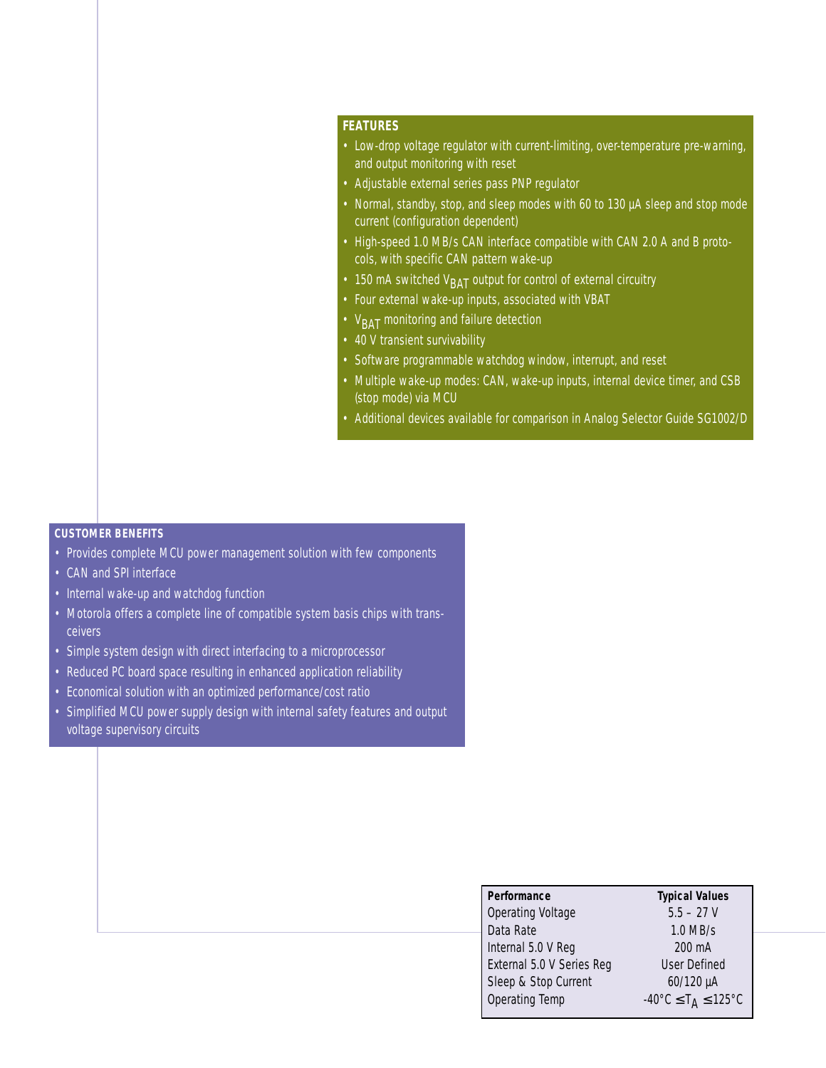## FEATURES

- Low-drop voltage regulator with current-limiting, over-temperature pre-warning, and output monitoring with reset
- Adjustable external series pass PNP regulator
- Normal, standby, stop, and sleep modes with 60 to 130 µA sleep and stop mode current (configuration dependent)
- High-speed 1.0 MB/s CAN interface compatible with CAN 2.0 A and B protocols, with specific CAN pattern wake-up
- 150 mA switched $V_{BAT}$ output for control of external circuitry
- Four external wake-up inputs, associated with VBAT
- $V_{BAT}$ monitoring and failure detection
- 40 V transient survivability
- Software programmable watchdog window, interrupt, and reset
- Multiple wake-up modes: CAN, wake-up inputs, internal device timer, and CSB (stop mode) via MCU
- Additional devices available for comparison in Analog Selector Guide SG1002/D

## CUSTOMER BENEFITS

- Provides complete MCU power management solution with few components
- CAN and SPI interface
- Internal wake-up and watchdog function
- Motorola offers a complete line of compatible system basis chips with transceivers
- Simple system design with direct interfacing to a microprocessor
- Reduced PC board space resulting in enhanced application reliability
- Economical solution with an optimized performance/cost ratio
- Simplified MCU power supply design with internal safety features and output voltage supervisory circuits

| Performance | Typical Values |
|---|---|
| Operating Voltage | 5.5 – 27 V |
| Data Rate | 1.0 MB/s |
| Internal 5.0 V Reg | 200 mA |
| External 5.0 V Series Reg | User Defined |
| Sleep & Stop Current | 60/120 µA |
| Operating Temp | -40°C $\leq T_A \leq$ 125°C |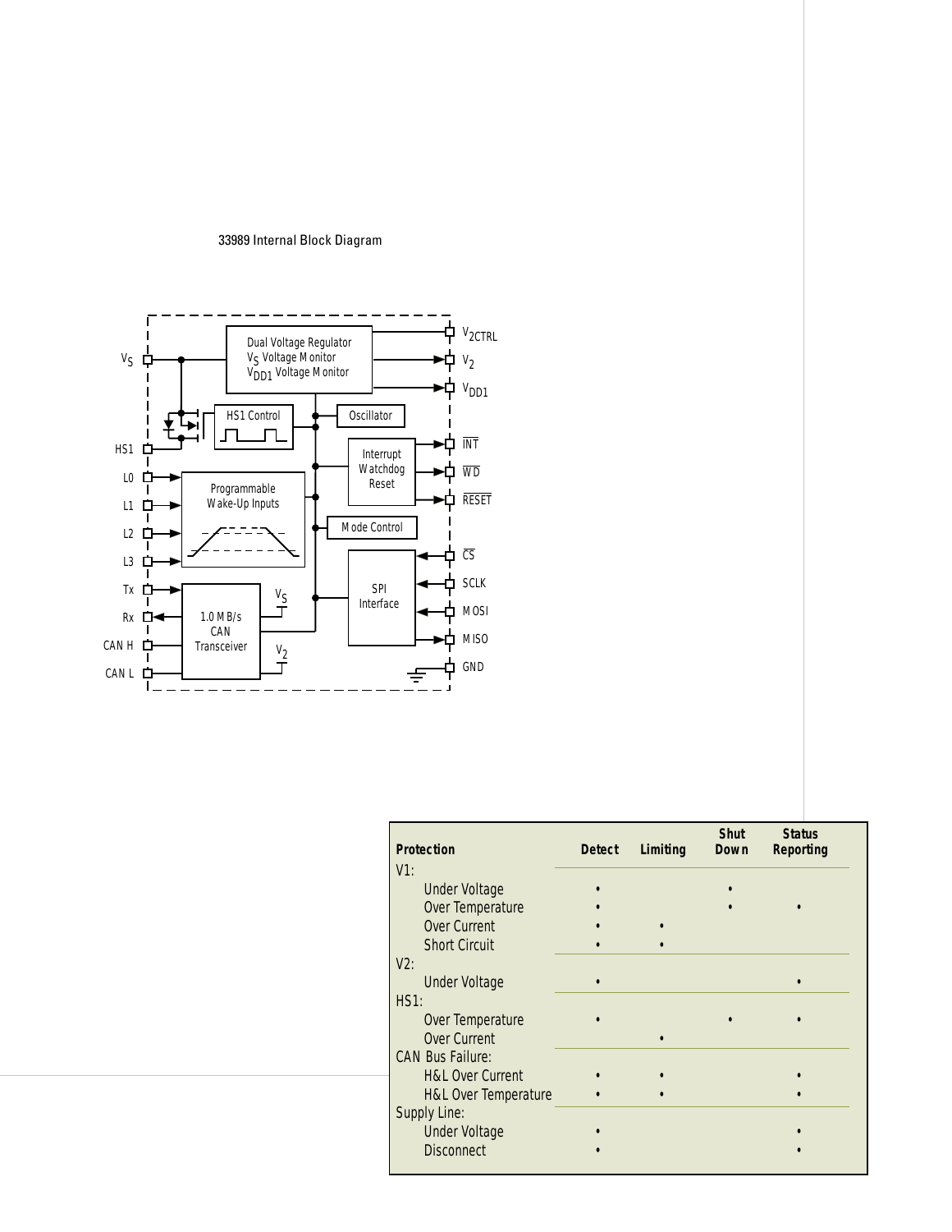33989 Internal Block Diagram

| Protection | Detect | Limiting | Shut Down | Status Reporting |
|---|---|---|---|---|
| V1: | | | | |
| Under Voltage | • | | • | |
| Over Temperature | • | | • | • |
| Over Current | • | • | | |
| Short Circuit | • | • | | |
| V2: | | | | |
| Under Voltage | • | | | • |
| HS1: | | | | |
| Over Temperature | • | | • | • |
| Over Current | | • | | |
| CAN Bus Failure: | | | | |
| H&L Over Current | • | • | | • |
| H&L Over Temperature | • | • | | • |
| Supply Line: | | | | |
| Under Voltage | • | | | • |
| Disconnect | • | | | • |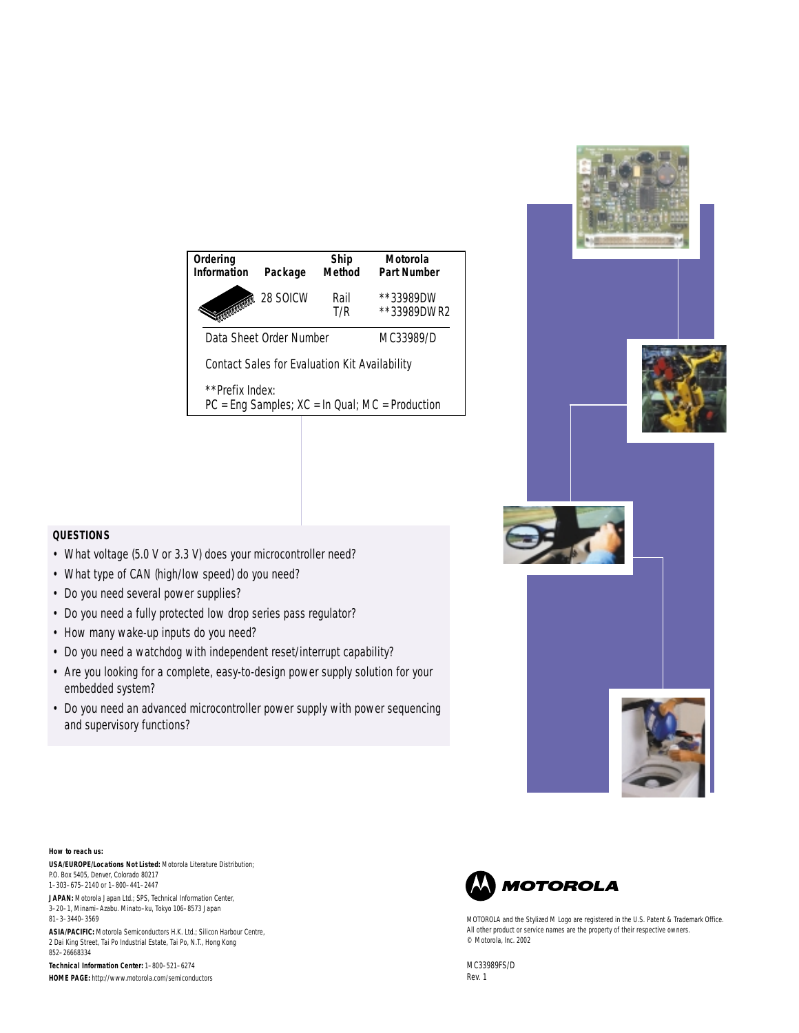| Ordering Information | Package | Ship Method | Motorola Part Number |
| --- | --- | --- | --- |
| | 28 SOICW | Rail | **33989DW |
| | | T/R | **33989DWR2 |
| Data Sheet Order Number | | | MC33989/D |
| Contact Sales for Evaluation Kit Availability | | | |
| **Prefix Index: PC = Eng Samples; XC = In Qual; MC = Production | | | |

**QUESTIONS**

- What voltage (5.0 V or 3.3 V) does your microcontroller need?
- What type of CAN (high/low speed) do you need?
- Do you need several power supplies?
- Do you need a fully protected low drop series pass regulator?
- How many wake-up inputs do you need?
- Do you need a watchdog with independent reset/interrupt capability?
- Are you looking for a complete, easy-to-design power supply solution for your embedded system?
- Do you need an advanced microcontroller power supply with power sequencing and supervisory functions?

**How to reach us:**

**USA/EUROPE/Locations Not Listed:** Motorola Literature Distribution; P.O. Box 5405, Denver, Colorado 80217
1–303–675–2140 or 1–800–441–2447

**JAPAN:** Motorola Japan Ltd.; SPS, Technical Information Center, 3–20–1, Minami–Azabu. Minato–ku, Tokyo 106–8573 Japan
81–3–3440–3569

**ASIA/PACIFIC:** Motorola Semiconductors H.K. Ltd.; Silicon Harbour Centre, 2 Dai King Street, Tai Po Industrial Estate, Tai Po, N.T., Hong Kong
852–26668334

**Technical Information Center:** 1–800–521–6274

**HOME PAGE:** http://www.motorola.com/semiconductors

**MOTOROLA**

MOTOROLA and the Stylized M Logo are registered in the U.S. Patent & Trademark Office. All other product or service names are the property of their respective owners.
© Motorola, Inc. 2002

MC33989FS/D
Rev. 1